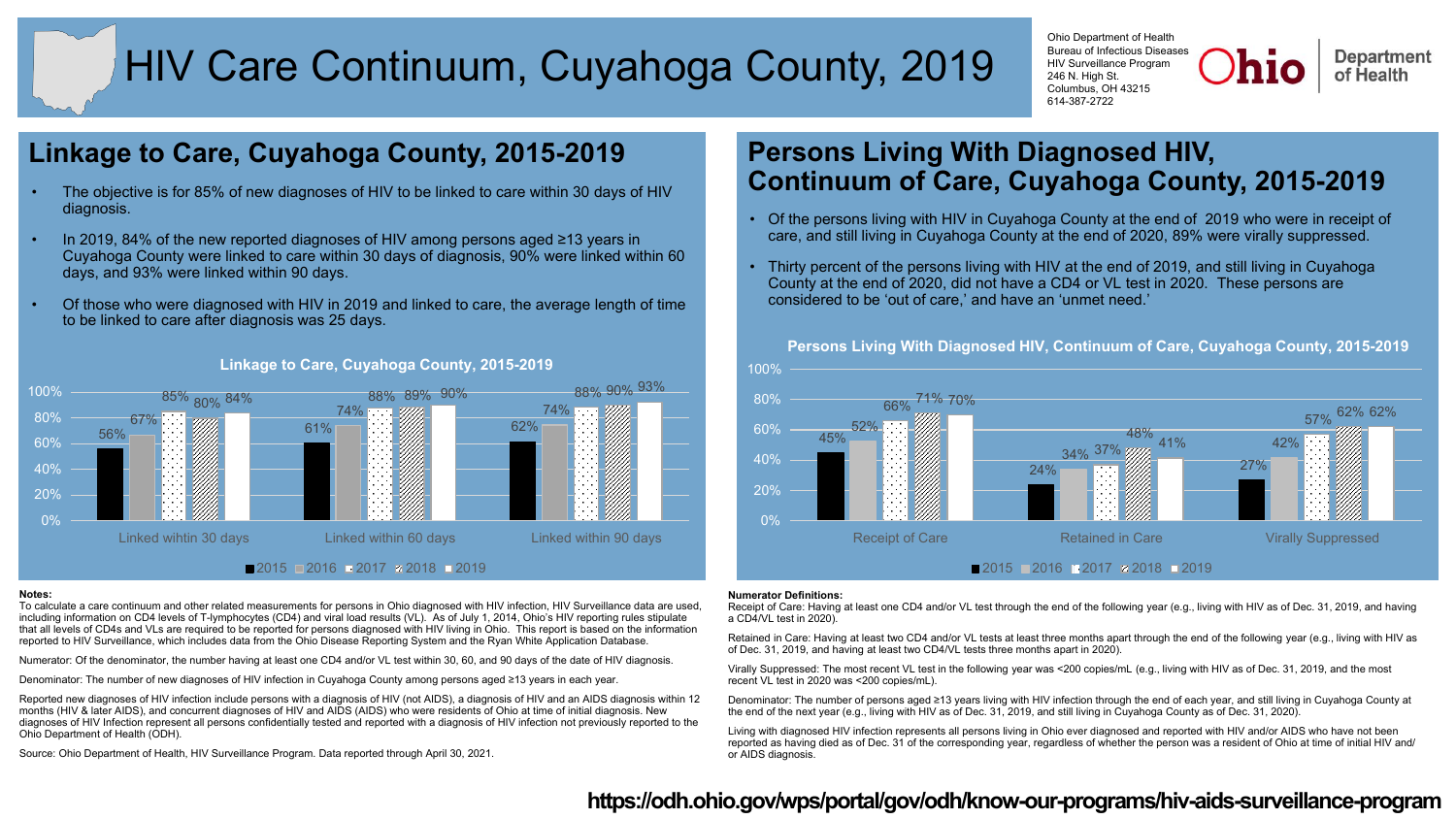# HIV Care Continuum, Cuyahoga County, 2019

Ohio Department of Health
Bureau of Infectious Diseases
HIV Surveillance Program
246 N. High St.
Columbus, OH 43215
614-387-2722

Ohio Department of Health

## Linkage to Care, Cuyahoga County, 2015-2019

- The objective is for 85% of new diagnoses of HIV to be linked to care within 30 days of HIV diagnosis.
- In 2019, 84% of the new reported diagnoses of HIV among persons aged ≥13 years in Cuyahoga County were linked to care within 30 days of diagnosis, 90% were linked within 60 days, and 93% were linked within 90 days.
- Of those who were diagnosed with HIV in 2019 and linked to care, the average length of time to be linked to care after diagnosis was 25 days.

**Linkage to Care, Cuyahoga County, 2015-2019**

| | 2015 | 2016 | 2017 | 2018 | 2019 |
|---|---|---|---|---|---|
| Linked wihtin 30 days | 56% | 67% | 85% | 80% | 84% |
| Linked within 60 days | 61% | 74% | 88% | 89% | 90% |
| Linked within 90 days | 62% | 74% | 88% | 90% | 93% |

## Persons Living With Diagnosed HIV, Continuum of Care, Cuyahoga County, 2015-2019

- Of the persons living with HIV in Cuyahoga County at the end of 2019 who were in receipt of care, and still living in Cuyahoga County at the end of 2020, 89% were virally suppressed.
- Thirty percent of the persons living with HIV at the end of 2019, and still living in Cuyahoga County at the end of 2020, did not have a CD4 or VL test in 2020. These persons are considered to be 'out of care,' and have an 'unmet need.'

**Persons Living With Diagnosed HIV, Continuum of Care, Cuyahoga County, 2015-2019**

| | 2015 | 2016 | 2017 | 2018 | 2019 |
|---|---|---|---|---|---|
| Receipt of Care | 45% | 52% | 66% | 71% | 70% |
| Retained in Care | 24% | 34% | 37% | 48% | 41% |
| Virally Suppressed | 27% | 42% | 57% | 62% | 62% |

**Notes:**

To calculate a care continuum and other related measurements for persons in Ohio diagnosed with HIV infection, HIV Surveillance data are used, including information on CD4 levels of T-lymphocytes (CD4) and viral load results (VL). As of July 1, 2014, Ohio's HIV reporting rules stipulate that all levels of CD4s and VLs are required to be reported for persons diagnosed with HIV living in Ohio. This report is based on the information reported to HIV Surveillance, which includes data from the Ohio Disease Reporting System and the Ryan White Application Database.

Numerator: Of the denominator, the number having at least one CD4 and/or VL test within 30, 60, and 90 days of the date of HIV diagnosis.

Denominator: The number of new diagnoses of HIV infection in Cuyahoga County among persons aged ≥13 years in each year.

Reported new diagnoses of HIV infection include persons with a diagnosis of HIV (not AIDS), a diagnosis of HIV and an AIDS diagnosis within 12 months (HIV & later AIDS), and concurrent diagnoses of HIV and AIDS (AIDS) who were residents of Ohio at time of initial diagnosis. New diagnoses of HIV Infection represent all persons confidentially tested and reported with a diagnosis of HIV infection not previously reported to the Ohio Department of Health (ODH).

Source: Ohio Department of Health, HIV Surveillance Program. Data reported through April 30, 2021.

**Numerator Definitions:**

Receipt of Care: Having at least one CD4 and/or VL test through the end of the following year (e.g., living with HIV as of Dec. 31, 2019, and having a CD4/VL test in 2020).

Retained in Care: Having at least two CD4 and/or VL tests at least three months apart through the end of the following year (e.g., living with HIV as of Dec. 31, 2019, and having at least two CD4/VL tests three months apart in 2020).

Virally Suppressed: The most recent VL test in the following year was <200 copies/mL (e.g., living with HIV as of Dec. 31, 2019, and the most recent VL test in 2020 was <200 copies/mL).

Denominator: The number of persons aged ≥13 years living with HIV infection through the end of each year, and still living in Cuyahoga County at the end of the next year (e.g., living with HIV as of Dec. 31, 2019, and still living in Cuyahoga County as of Dec. 31, 2020).

Living with diagnosed HIV infection represents all persons living in Ohio ever diagnosed and reported with HIV and/or AIDS who have not been reported as having died as of Dec. 31 of the corresponding year, regardless of whether the person was a resident of Ohio at time of initial HIV and/or AIDS diagnosis.

**https://odh.ohio.gov/wps/portal/gov/odh/know-our-programs/hiv-aids-surveillance-program**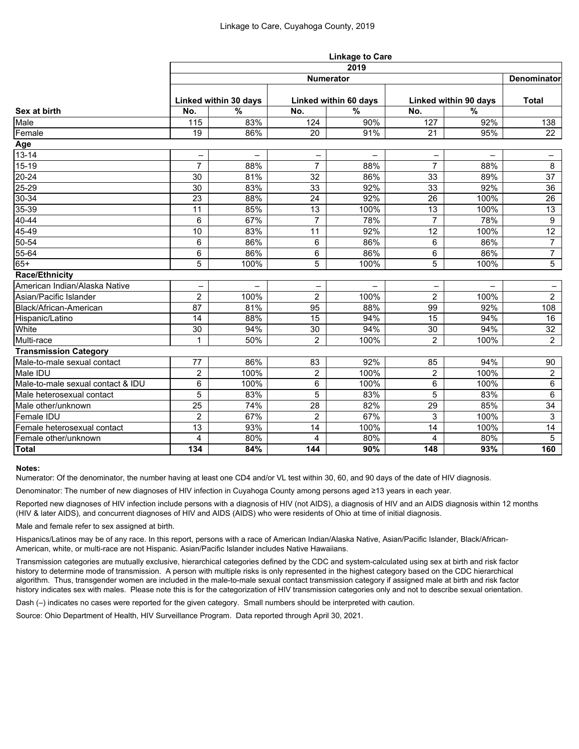Linkage to Care, Cuyahoga County, 2019

| | Linkage to Care | | | | | | |
|---|---|---|---|---|---|---|---|
| | 2019 | | | | | | |
| | Numerator | | | | | | Denominator |
| | Linked within 30 days | | Linked within 60 days | | Linked within 90 days | | Total |
| **Sex at birth** | No. | % | No. | % | No. | % | |
| Male | 115 | 83% | 124 | 90% | 127 | 92% | 138 |
| Female | 19 | 86% | 20 | 91% | 21 | 95% | 22 |
| **Age** | | | | | | | |
| 13-14 | – | – | – | – | – | – | – |
| 15-19 | 7 | 88% | 7 | 88% | 7 | 88% | 8 |
| 20-24 | 30 | 81% | 32 | 86% | 33 | 89% | 37 |
| 25-29 | 30 | 83% | 33 | 92% | 33 | 92% | 36 |
| 30-34 | 23 | 88% | 24 | 92% | 26 | 100% | 26 |
| 35-39 | 11 | 85% | 13 | 100% | 13 | 100% | 13 |
| 40-44 | 6 | 67% | 7 | 78% | 7 | 78% | 9 |
| 45-49 | 10 | 83% | 11 | 92% | 12 | 100% | 12 |
| 50-54 | 6 | 86% | 6 | 86% | 6 | 86% | 7 |
| 55-64 | 6 | 86% | 6 | 86% | 6 | 86% | 7 |
| 65+ | 5 | 100% | 5 | 100% | 5 | 100% | 5 |
| **Race/Ethnicity** | | | | | | | |
| American Indian/Alaska Native | – | – | – | – | – | – | – |
| Asian/Pacific Islander | 2 | 100% | 2 | 100% | 2 | 100% | 2 |
| Black/African-American | 87 | 81% | 95 | 88% | 99 | 92% | 108 |
| Hispanic/Latino | 14 | 88% | 15 | 94% | 15 | 94% | 16 |
| White | 30 | 94% | 30 | 94% | 30 | 94% | 32 |
| Multi-race | 1 | 50% | 2 | 100% | 2 | 100% | 2 |
| **Transmission Category** | | | | | | | |
| Male-to-male sexual contact | 77 | 86% | 83 | 92% | 85 | 94% | 90 |
| Male IDU | 2 | 100% | 2 | 100% | 2 | 100% | 2 |
| Male-to-male sexual contact & IDU | 6 | 100% | 6 | 100% | 6 | 100% | 6 |
| Male heterosexual contact | 5 | 83% | 5 | 83% | 5 | 83% | 6 |
| Male other/unknown | 25 | 74% | 28 | 82% | 29 | 85% | 34 |
| Female IDU | 2 | 67% | 2 | 67% | 3 | 100% | 3 |
| Female heterosexual contact | 13 | 93% | 14 | 100% | 14 | 100% | 14 |
| Female other/unknown | 4 | 80% | 4 | 80% | 4 | 80% | 5 |
| **Total** | **134** | **84%** | **144** | **90%** | **148** | **93%** | **160** |

**Notes:**

Numerator: Of the denominator, the number having at least one CD4 and/or VL test within 30, 60, and 90 days of the date of HIV diagnosis.

Denominator: The number of new diagnoses of HIV infection in Cuyahoga County among persons aged ≥13 years in each year.

Reported new diagnoses of HIV infection include persons with a diagnosis of HIV (not AIDS), a diagnosis of HIV and an AIDS diagnosis within 12 months (HIV & later AIDS), and concurrent diagnoses of HIV and AIDS (AIDS) who were residents of Ohio at time of initial diagnosis.

Male and female refer to sex assigned at birth.

Hispanics/Latinos may be of any race. In this report, persons with a race of American Indian/Alaska Native, Asian/Pacific Islander, Black/African-American, white, or multi-race are not Hispanic. Asian/Pacific Islander includes Native Hawaiians.

Transmission categories are mutually exclusive, hierarchical categories defined by the CDC and system-calculated using sex at birth and risk factor history to determine mode of transmission. A person with multiple risks is only represented in the highest category based on the CDC hierarchical algorithm. Thus, transgender women are included in the male-to-male sexual contact transmission category only if assigned male at birth and risk factor history indicates sex with males. Please note this is for the categorization of HIV transmission categories only and not to describe sexual orientation.

Dash (–) indicates no cases were reported for the given category. Small numbers should be interpreted with caution.

Source: Ohio Department of Health, HIV Surveillance Program. Data reported through April 30, 2021.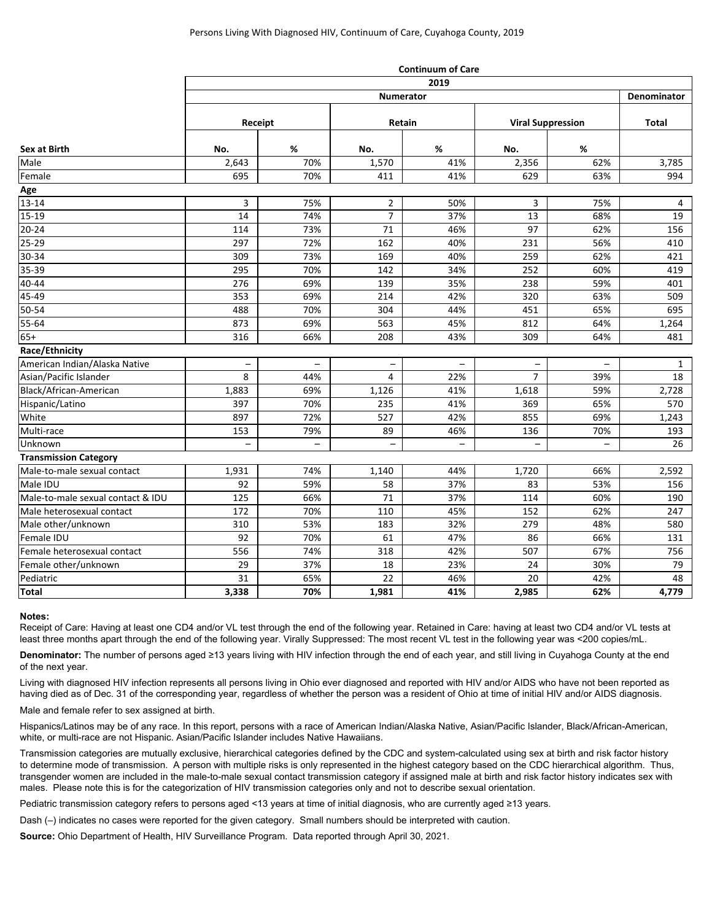# Persons Living With Diagnosed HIV, Continuum of Care, Cuyahoga County, 2019

| | Continuum of Care | | | | | | |
|---|---|---|---|---|---|---|---|
| | 2019 | | | | | | |
| | Numerator | | | | | | Denominator |
| | Receipt | | Retain | | Viral Suppression | | Total |
| **Sex at Birth** | **No.** | **%** | **No.** | **%** | **No.** | **%** | |
| Male | 2,643 | 70% | 1,570 | 41% | 2,356 | 62% | 3,785 |
| Female | 695 | 70% | 411 | 41% | 629 | 63% | 994 |
| **Age** | | | | | | | |
| 13-14 | 3 | 75% | 2 | 50% | 3 | 75% | 4 |
| 15-19 | 14 | 74% | 7 | 37% | 13 | 68% | 19 |
| 20-24 | 114 | 73% | 71 | 46% | 97 | 62% | 156 |
| 25-29 | 297 | 72% | 162 | 40% | 231 | 56% | 410 |
| 30-34 | 309 | 73% | 169 | 40% | 259 | 62% | 421 |
| 35-39 | 295 | 70% | 142 | 34% | 252 | 60% | 419 |
| 40-44 | 276 | 69% | 139 | 35% | 238 | 59% | 401 |
| 45-49 | 353 | 69% | 214 | 42% | 320 | 63% | 509 |
| 50-54 | 488 | 70% | 304 | 44% | 451 | 65% | 695 |
| 55-64 | 873 | 69% | 563 | 45% | 812 | 64% | 1,264 |
| 65+ | 316 | 66% | 208 | 43% | 309 | 64% | 481 |
| **Race/Ethnicity** | | | | | | | |
| American Indian/Alaska Native | – | – | – | – | – | – | 1 |
| Asian/Pacific Islander | 8 | 44% | 4 | 22% | 7 | 39% | 18 |
| Black/African-American | 1,883 | 69% | 1,126 | 41% | 1,618 | 59% | 2,728 |
| Hispanic/Latino | 397 | 70% | 235 | 41% | 369 | 65% | 570 |
| White | 897 | 72% | 527 | 42% | 855 | 69% | 1,243 |
| Multi-race | 153 | 79% | 89 | 46% | 136 | 70% | 193 |
| Unknown | – | – | – | – | – | – | 26 |
| **Transmission Category** | | | | | | | |
| Male-to-male sexual contact | 1,931 | 74% | 1,140 | 44% | 1,720 | 66% | 2,592 |
| Male IDU | 92 | 59% | 58 | 37% | 83 | 53% | 156 |
| Male-to-male sexual contact & IDU | 125 | 66% | 71 | 37% | 114 | 60% | 190 |
| Male heterosexual contact | 172 | 70% | 110 | 45% | 152 | 62% | 247 |
| Male other/unknown | 310 | 53% | 183 | 32% | 279 | 48% | 580 |
| Female IDU | 92 | 70% | 61 | 47% | 86 | 66% | 131 |
| Female heterosexual contact | 556 | 74% | 318 | 42% | 507 | 67% | 756 |
| Female other/unknown | 29 | 37% | 18 | 23% | 24 | 30% | 79 |
| Pediatric | 31 | 65% | 22 | 46% | 20 | 42% | 48 |
| **Total** | **3,338** | **70%** | **1,981** | **41%** | **2,985** | **62%** | **4,779** |

**Notes:**

Receipt of Care: Having at least one CD4 and/or VL test through the end of the following year. Retained in Care: having at least two CD4 and/or VL tests at least three months apart through the end of the following year. Virally Suppressed: The most recent VL test in the following year was <200 copies/mL.

**Denominator:** The number of persons aged ≥13 years living with HIV infection through the end of each year, and still living in Cuyahoga County at the end of the next year.

Living with diagnosed HIV infection represents all persons living in Ohio ever diagnosed and reported with HIV and/or AIDS who have not been reported as having died as of Dec. 31 of the corresponding year, regardless of whether the person was a resident of Ohio at time of initial HIV and/or AIDS diagnosis.

Male and female refer to sex assigned at birth.

Hispanics/Latinos may be of any race. In this report, persons with a race of American Indian/Alaska Native, Asian/Pacific Islander, Black/African-American, white, or multi-race are not Hispanic. Asian/Pacific Islander includes Native Hawaiians.

Transmission categories are mutually exclusive, hierarchical categories defined by the CDC and system-calculated using sex at birth and risk factor history to determine mode of transmission. A person with multiple risks is only represented in the highest category based on the CDC hierarchical algorithm. Thus, transgender women are included in the male-to-male sexual contact transmission category if assigned male at birth and risk factor history indicates sex with males. Please note this is for the categorization of HIV transmission categories only and not to describe sexual orientation.

Pediatric transmission category refers to persons aged <13 years at time of initial diagnosis, who are currently aged ≥13 years.

Dash (–) indicates no cases were reported for the given category. Small numbers should be interpreted with caution.

**Source:** Ohio Department of Health, HIV Surveillance Program. Data reported through April 30, 2021.